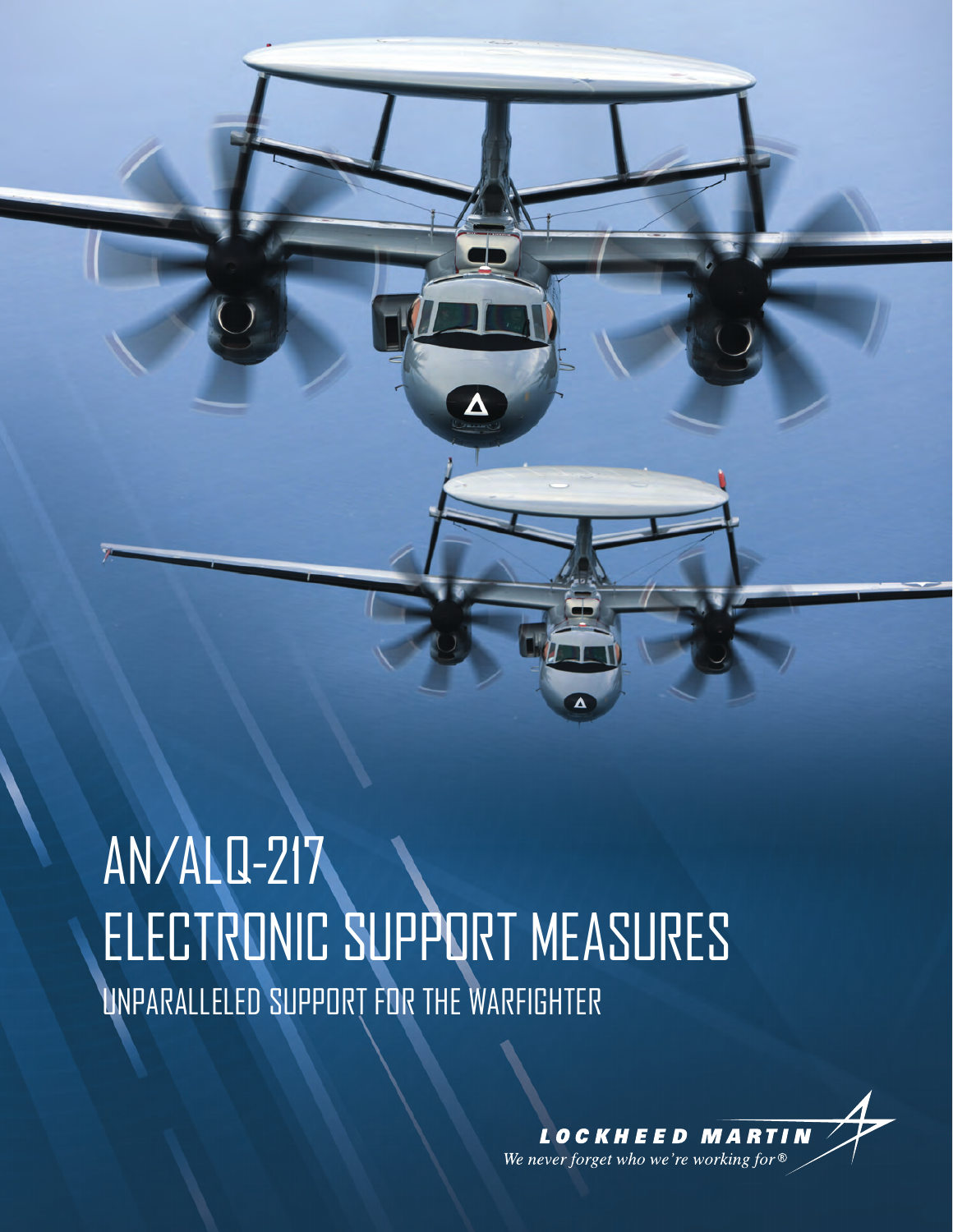# AN/ALQ-217 ELECTRONIC SUPPORT MEASURES

## UNPARALLELED SUPPORT FOR THE WARFIGHTER

**LOCKHEED MARTIN**

*We never forget who we're working for®*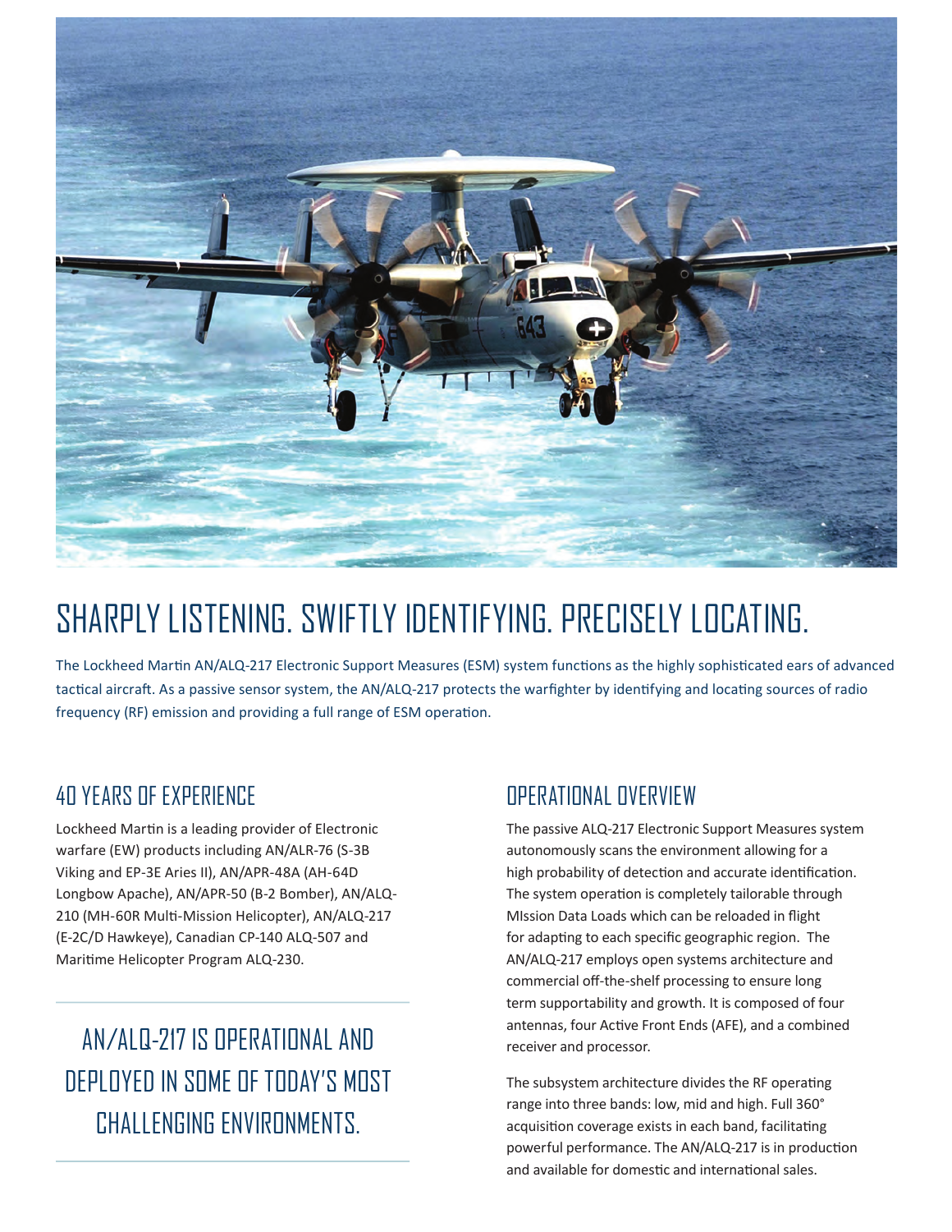# SHARPLY LISTENING. SWIFTLY IDENTIFYING. PRECISELY LOCATING.

The Lockheed Martin AN/ALQ-217 Electronic Support Measures (ESM) system functions as the highly sophisticated ears of advanced tactical aircraft. As a passive sensor system, the AN/ALQ-217 protects the warfighter by identifying and locating sources of radio frequency (RF) emission and providing a full range of ESM operation.

## 40 YEARS OF EXPERIENCE

Lockheed Martin is a leading provider of Electronic warfare (EW) products including AN/ALR-76 (S-3B Viking and EP-3E Aries II), AN/APR-48A (AH-64D Longbow Apache), AN/APR-50 (B-2 Bomber), AN/ALQ-210 (MH-60R Multi-Mission Helicopter), AN/ALQ-217 (E-2C/D Hawkeye), Canadian CP-140 ALQ-507 and Maritime Helicopter Program ALQ-230.

---

AN/ALQ-217 IS OPERATIONAL AND DEPLOYED IN SOME OF TODAY'S MOST CHALLENGING ENVIRONMENTS.

---

## OPERATIONAL OVERVIEW

The passive ALQ-217 Electronic Support Measures system autonomously scans the environment allowing for a high probability of detection and accurate identification. The system operation is completely tailorable through MIssion Data Loads which can be reloaded in flight for adapting to each specific geographic region. The AN/ALQ-217 employs open systems architecture and commercial off-the-shelf processing to ensure long term supportability and growth. It is composed of four antennas, four Active Front Ends (AFE), and a combined receiver and processor.

The subsystem architecture divides the RF operating range into three bands: low, mid and high. Full 360° acquisition coverage exists in each band, facilitating powerful performance. The AN/ALQ-217 is in production and available for domestic and international sales.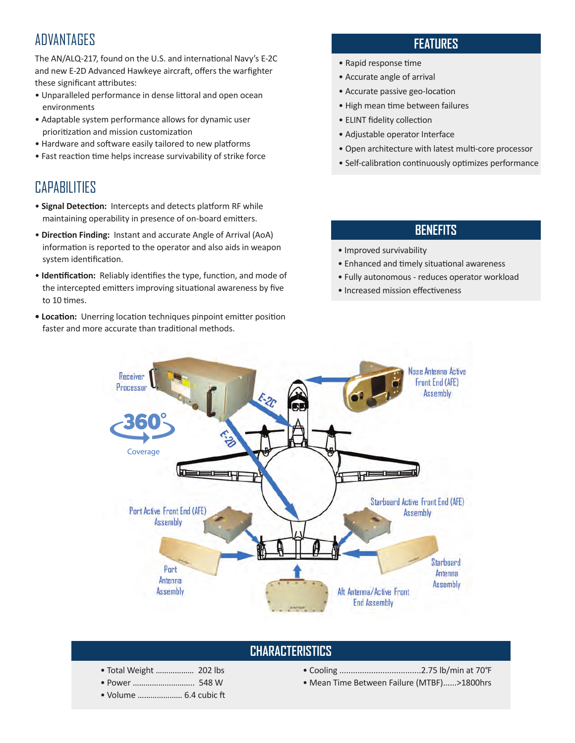## ADVANTAGES

The AN/ALQ-217, found on the U.S. and international Navy's E-2C and new E-2D Advanced Hawkeye aircraft, offers the warfighter these significant attributes:

- Unparalleled performance in dense littoral and open ocean environments
- Adaptable system performance allows for dynamic user prioritization and mission customization
- Hardware and software easily tailored to new platforms
- Fast reaction time helps increase survivability of strike force

## CAPABILITIES

- **Signal Detection:** Intercepts and detects platform RF while maintaining operability in presence of on-board emitters.
- **Direction Finding:** Instant and accurate Angle of Arrival (AoA) information is reported to the operator and also aids in weapon system identification.
- **Identification:** Reliably identifies the type, function, and mode of the intercepted emitters improving situational awareness by five to 10 times.
- **Location:** Unerring location techniques pinpoint emitter position faster and more accurate than traditional methods.

## FEATURES

- Rapid response time
- Accurate angle of arrival
- Accurate passive geo-location
- High mean time between failures
- ELINT fidelity collection
- Adjustable operator Interface
- Open architecture with latest multi-core processor
- Self-calibration continuously optimizes performance

## BENEFITS

- Improved survivability
- Enhanced and timely situational awareness
- Fully autonomous - reduces operator workload
- Increased mission effectiveness

Receiver Processor

360° Coverage

E-2C

E-2D

Nose Antenna Active Front End (AFE) Assembly

Port Active Front End (AFE) Assembly

Starboard Active Front End (AFE) Assembly

Port Antenna Assembly

Starboard Antenna Assembly

Aft Antenna/Active Front End Assembly

## CHARACTERISTICS

- Total Weight .................. 202 lbs
- Power ............................ 548 W
- Volume .................... 6.4 cubic ft
- Cooling ....................................2.75 lb/min at 70°F
- Mean Time Between Failure (MTBF)......>1800hrs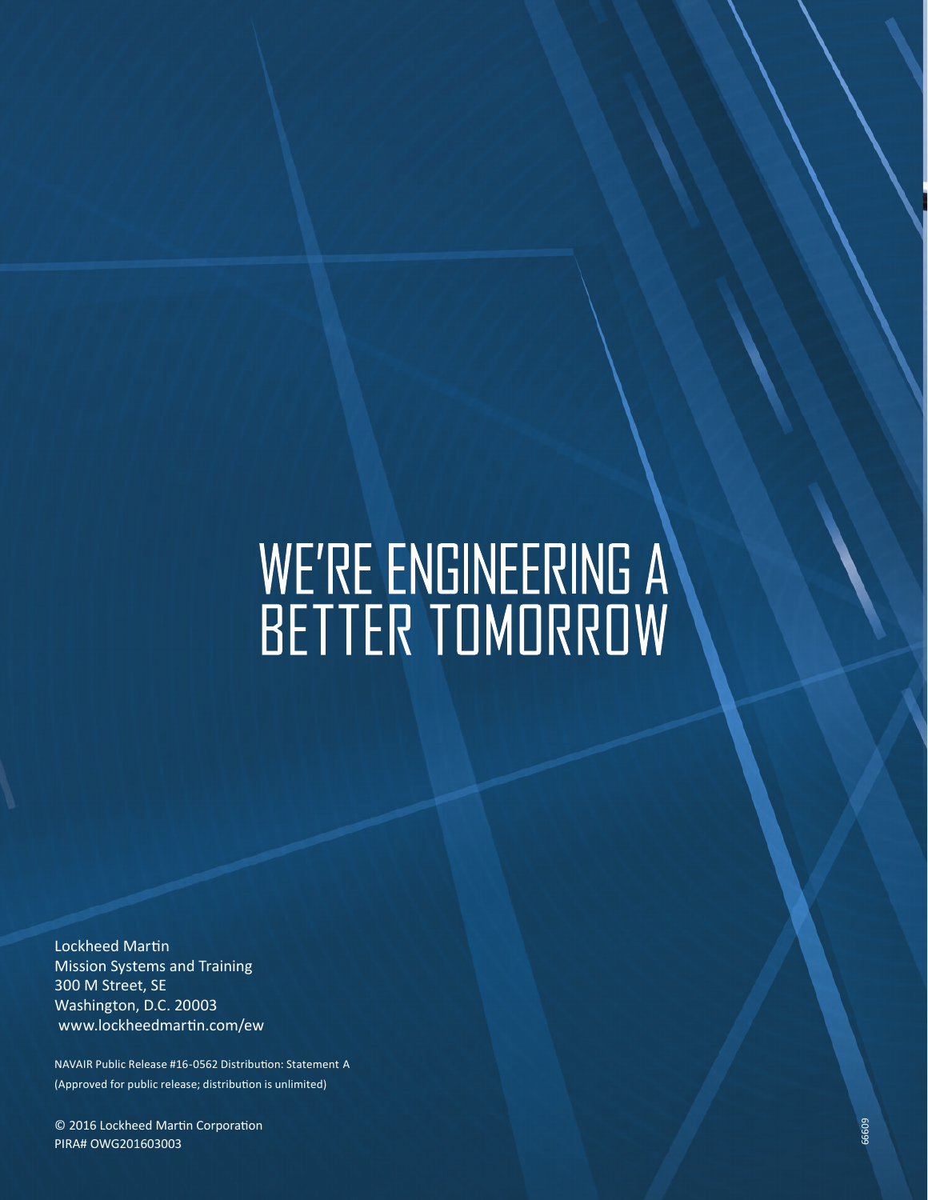# WE'RE ENGINEERING A BETTER TOMORROW

Lockheed Martin
Mission Systems and Training
300 M Street, SE
Washington, D.C. 20003
www.lockheedmartin.com/ew

NAVAIR Public Release #16-0562 Distribution: Statement A
(Approved for public release; distribution is unlimited)

© 2016 Lockheed Martin Corporation
PIRA# OWG201603003

66609